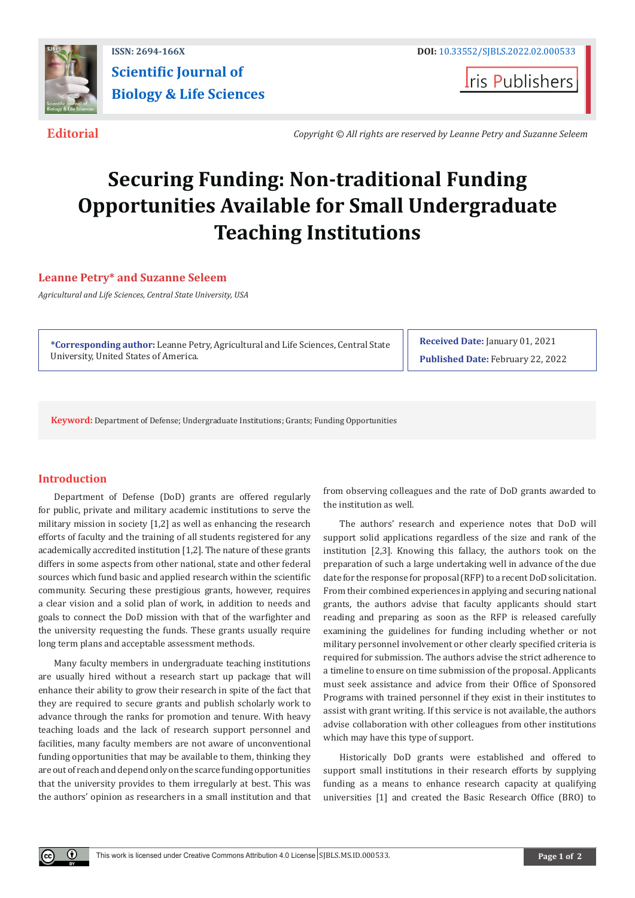ISSN: 2694-166X

DOI: 10.33552/SJBLS.2022.02.000533

**Scientific Journal of Biology & Life Sciences**

Iris Publishers

**Editorial**

*Copyright © All rights are reserved by Leanne Petry and Suzanne Seleem*

# Securing Funding: Non-traditional Funding Opportunities Available for Small Undergraduate Teaching Institutions

**Leanne Petry* and Suzanne Seleem**

*Agricultural and Life Sciences, Central State University, USA*

**\*Corresponding author:** Leanne Petry, Agricultural and Life Sciences, Central State University, United States of America.

**Received Date:** January 01, 2021

**Published Date:** February 22, 2022

**Keyword:** Department of Defense; Undergraduate Institutions; Grants; Funding Opportunities

## Introduction

Department of Defense (DoD) grants are offered regularly for public, private and military academic institutions to serve the military mission in society [1,2] as well as enhancing the research efforts of faculty and the training of all students registered for any academically accredited institution [1,2]. The nature of these grants differs in some aspects from other national, state and other federal sources which fund basic and applied research within the scientific community. Securing these prestigious grants, however, requires a clear vision and a solid plan of work, in addition to needs and goals to connect the DoD mission with that of the warfighter and the university requesting the funds. These grants usually require long term plans and acceptable assessment methods.

Many faculty members in undergraduate teaching institutions are usually hired without a research start up package that will enhance their ability to grow their research in spite of the fact that they are required to secure grants and publish scholarly work to advance through the ranks for promotion and tenure. With heavy teaching loads and the lack of research support personnel and facilities, many faculty members are not aware of unconventional funding opportunities that may be available to them, thinking they are out of reach and depend only on the scarce funding opportunities that the university provides to them irregularly at best. This was the authors' opinion as researchers in a small institution and that from observing colleagues and the rate of DoD grants awarded to the institution as well.

The authors' research and experience notes that DoD will support solid applications regardless of the size and rank of the institution [2,3]. Knowing this fallacy, the authors took on the preparation of such a large undertaking well in advance of the due date for the response for proposal (RFP) to a recent DoD solicitation. From their combined experiences in applying and securing national grants, the authors advise that faculty applicants should start reading and preparing as soon as the RFP is released carefully examining the guidelines for funding including whether or not military personnel involvement or other clearly specified criteria is required for submission. The authors advise the strict adherence to a timeline to ensure on time submission of the proposal. Applicants must seek assistance and advice from their Office of Sponsored Programs with trained personnel if they exist in their institutes to assist with grant writing. If this service is not available, the authors advise collaboration with other colleagues from other institutions which may have this type of support.

Historically DoD grants were established and offered to support small institutions in their research efforts by supplying funding as a means to enhance research capacity at qualifying universities [1] and created the Basic Research Office (BRO) to

This work is licensed under Creative Commons Attribution 4.0 License SJBLS.MS.ID.000533.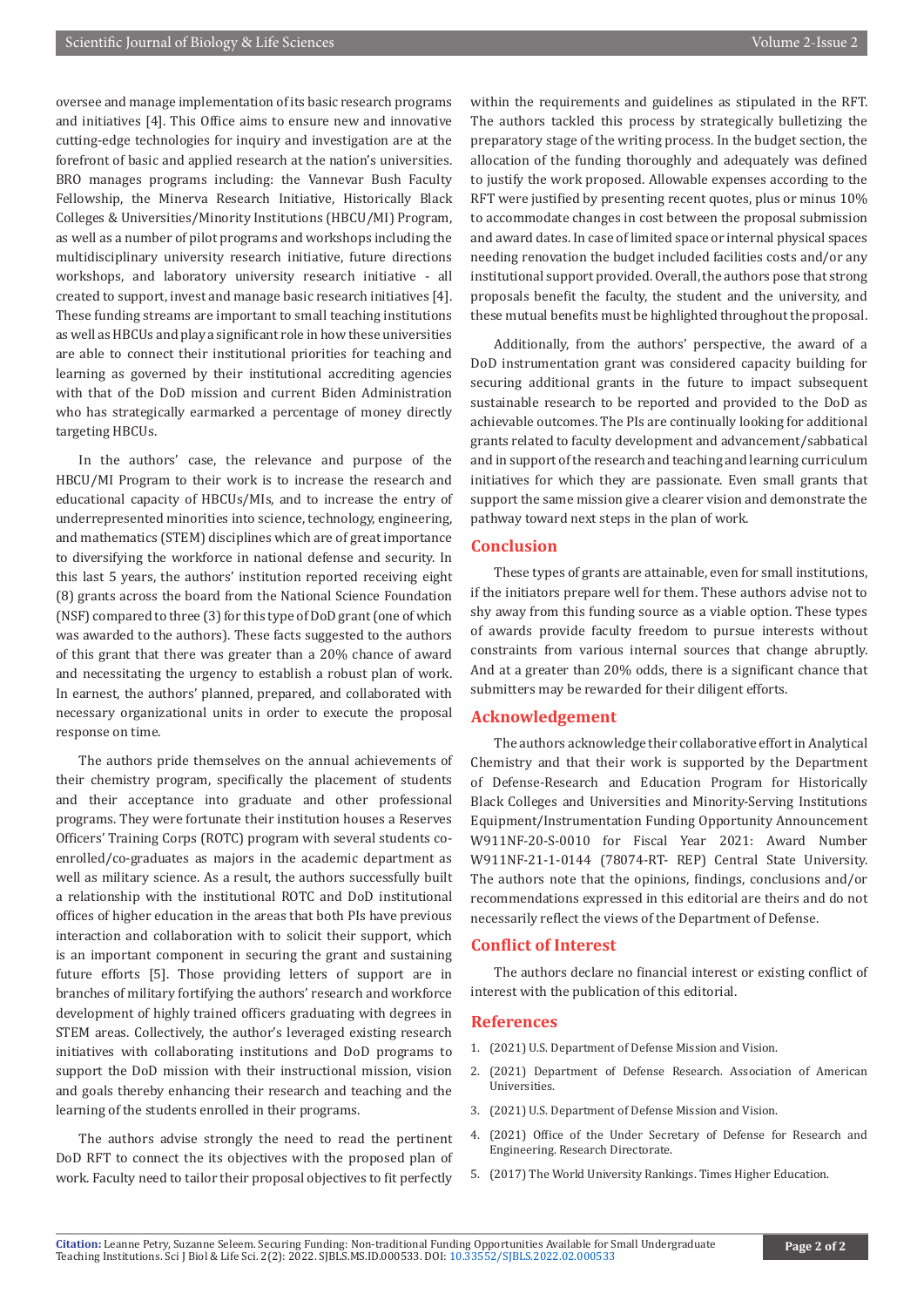oversee and manage implementation of its basic research programs and initiatives [4]. This Office aims to ensure new and innovative cutting-edge technologies for inquiry and investigation are at the forefront of basic and applied research at the nation's universities. BRO manages programs including: the Vannevar Bush Faculty Fellowship, the Minerva Research Initiative, Historically Black Colleges & Universities/Minority Institutions (HBCU/MI) Program, as well as a number of pilot programs and workshops including the multidisciplinary university research initiative, future directions workshops, and laboratory university research initiative - all created to support, invest and manage basic research initiatives [4]. These funding streams are important to small teaching institutions as well as HBCUs and play a significant role in how these universities are able to connect their institutional priorities for teaching and learning as governed by their institutional accrediting agencies with that of the DoD mission and current Biden Administration who has strategically earmarked a percentage of money directly targeting HBCUs.

In the authors' case, the relevance and purpose of the HBCU/MI Program to their work is to increase the research and educational capacity of HBCUs/MIs, and to increase the entry of underrepresented minorities into science, technology, engineering, and mathematics (STEM) disciplines which are of great importance to diversifying the workforce in national defense and security. In this last 5 years, the authors' institution reported receiving eight (8) grants across the board from the National Science Foundation (NSF) compared to three (3) for this type of DoD grant (one of which was awarded to the authors). These facts suggested to the authors of this grant that there was greater than a 20% chance of award and necessitating the urgency to establish a robust plan of work. In earnest, the authors' planned, prepared, and collaborated with necessary organizational units in order to execute the proposal response on time.

The authors pride themselves on the annual achievements of their chemistry program, specifically the placement of students and their acceptance into graduate and other professional programs. They were fortunate their institution houses a Reserves Officers' Training Corps (ROTC) program with several students co-enrolled/co-graduates as majors in the academic department as well as military science. As a result, the authors successfully built a relationship with the institutional ROTC and DoD institutional offices of higher education in the areas that both PIs have previous interaction and collaboration with to solicit their support, which is an important component in securing the grant and sustaining future efforts [5]. Those providing letters of support are in branches of military fortifying the authors' research and workforce development of highly trained officers graduating with degrees in STEM areas. Collectively, the author's leveraged existing research initiatives with collaborating institutions and DoD programs to support the DoD mission with their instructional mission, vision and goals thereby enhancing their research and teaching and the learning of the students enrolled in their programs.

The authors advise strongly the need to read the pertinent DoD RFT to connect the its objectives with the proposed plan of work. Faculty need to tailor their proposal objectives to fit perfectly within the requirements and guidelines as stipulated in the RFT. The authors tackled this process by strategically bulletizing the preparatory stage of the writing process. In the budget section, the allocation of the funding thoroughly and adequately was defined to justify the work proposed. Allowable expenses according to the RFT were justified by presenting recent quotes, plus or minus 10% to accommodate changes in cost between the proposal submission and award dates. In case of limited space or internal physical spaces needing renovation the budget included facilities costs and/or any institutional support provided. Overall, the authors pose that strong proposals benefit the faculty, the student and the university, and these mutual benefits must be highlighted throughout the proposal.

Additionally, from the authors' perspective, the award of a DoD instrumentation grant was considered capacity building for securing additional grants in the future to impact subsequent sustainable research to be reported and provided to the DoD as achievable outcomes. The PIs are continually looking for additional grants related to faculty development and advancement/sabbatical and in support of the research and teaching and learning curriculum initiatives for which they are passionate. Even small grants that support the same mission give a clearer vision and demonstrate the pathway toward next steps in the plan of work.

## Conclusion

These types of grants are attainable, even for small institutions, if the initiators prepare well for them. These authors advise not to shy away from this funding source as a viable option. These types of awards provide faculty freedom to pursue interests without constraints from various internal sources that change abruptly. And at a greater than 20% odds, there is a significant chance that submitters may be rewarded for their diligent efforts.

## Acknowledgement

The authors acknowledge their collaborative effort in Analytical Chemistry and that their work is supported by the Department of Defense-Research and Education Program for Historically Black Colleges and Universities and Minority-Serving Institutions Equipment/Instrumentation Funding Opportunity Announcement W911NF-20-S-0010 for Fiscal Year 2021: Award Number W911NF-21-1-0144 (78074-RT- REP) Central State University. The authors note that the opinions, findings, conclusions and/or recommendations expressed in this editorial are theirs and do not necessarily reflect the views of the Department of Defense.

## Conflict of Interest

The authors declare no financial interest or existing conflict of interest with the publication of this editorial.

## References

1. (2021) U.S. Department of Defense Mission and Vision.
2. (2021) Department of Defense Research. Association of American Universities.
3. (2021) U.S. Department of Defense Mission and Vision.
4. (2021) Office of the Under Secretary of Defense for Research and Engineering. Research Directorate.
5. (2017) The World University Rankings. Times Higher Education.

**Citation:** Leanne Petry, Suzanne Seleem. Securing Funding: Non-traditional Funding Opportunities Available for Small Undergraduate Teaching Institutions. Sci J Biol & Life Sci. 2(2): 2022. SJBLS.MS.ID.000533. DOI: 10.33552/SJBLS.2022.02.000533